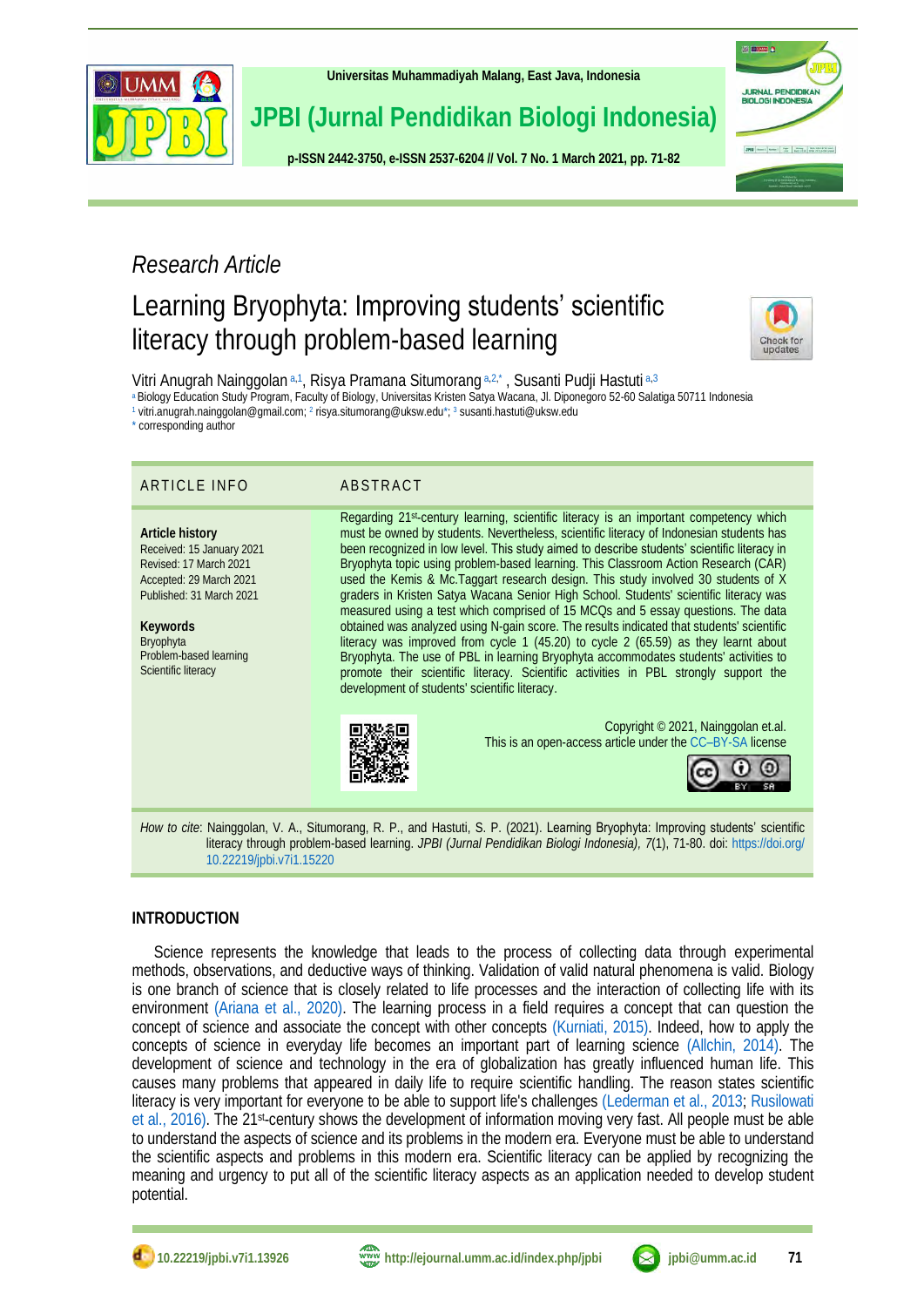*Research Article*

# Learning Bryophyta: Improving students' scientific literacy through problem-based learning

Vitri Anugrah Nainggolan [a,1], Risya Pramana Situmorang [a,2,*], Susanti Pudji Hastuti [a,3]

[a] Biology Education Study Program, Faculty of Biology, Universitas Kristen Satya Wacana, Jl. Diponegoro 52-60 Salatiga 50711 Indonesia

[1] vitri.anugrah.nainggolan@gmail.com; [2] risya.situmorang@uksw.edu*; [3] susanti.hastuti@uksw.edu

* corresponding author

## ARTICLE INFO

**Article history**
Received: 15 January 2021
Revised: 17 March 2021
Accepted: 29 March 2021
Published: 31 March 2021

**Keywords**
Bryophyta
Problem-based learning
Scientific literacy

## ABSTRACT

Regarding 21st-century learning, scientific literacy is an important competency which must be owned by students. Nevertheless, scientific literacy of Indonesian students has been recognized in low level. This study aimed to describe students' scientific literacy in Bryophyta topic using problem-based learning. This Classroom Action Research (CAR) used the Kemis & Mc.Taggart research design. This study involved 30 students of X graders in Kristen Satya Wacana Senior High School. Students' scientific literacy was measured using a test which comprised of 15 MCQs and 5 essay questions. The data obtained was analyzed using N-gain score. The results indicated that students' scientific literacy was improved from cycle 1 (45.20) to cycle 2 (65.59) as they learnt about Bryophyta. The use of PBL in learning Bryophyta accommodates students' activities to promote their scientific literacy. Scientific activities in PBL strongly support the development of students' scientific literacy.

Copyright © 2021, Nainggolan et.al.
This is an open-access article under the CC–BY-SA license

*How to cite*: Nainggolan, V. A., Situmorang, R. P., and Hastuti, S. P. (2021). Learning Bryophyta: Improving students' scientific literacy through problem-based learning. *JPBI (Jurnal Pendidikan Biologi Indonesia), 7*(1), 71-80. doi: https://doi.org/10.22219/jpbi.v7i1.15220

## INTRODUCTION

Science represents the knowledge that leads to the process of collecting data through experimental methods, observations, and deductive ways of thinking. Validation of valid natural phenomena is valid. Biology is one branch of science that is closely related to life processes and the interaction of collecting life with its environment (Ariana et al., 2020). The learning process in a field requires a concept that can question the concept of science and associate the concept with other concepts (Kurniati, 2015). Indeed, how to apply the concepts of science in everyday life becomes an important part of learning science (Allchin, 2014). The development of science and technology in the era of globalization has greatly influenced human life. This causes many problems that appeared in daily life to require scientific handling. The reason states scientific literacy is very important for everyone to be able to support life's challenges (Lederman et al., 2013; Rusilowati et al., 2016). The 21st-century shows the development of information moving very fast. All people must be able to understand the aspects of science and its problems in the modern era. Everyone must be able to understand the scientific aspects and problems in this modern era. Scientific literacy can be applied by recognizing the meaning and urgency to put all of the scientific literacy aspects as an application needed to develop student potential.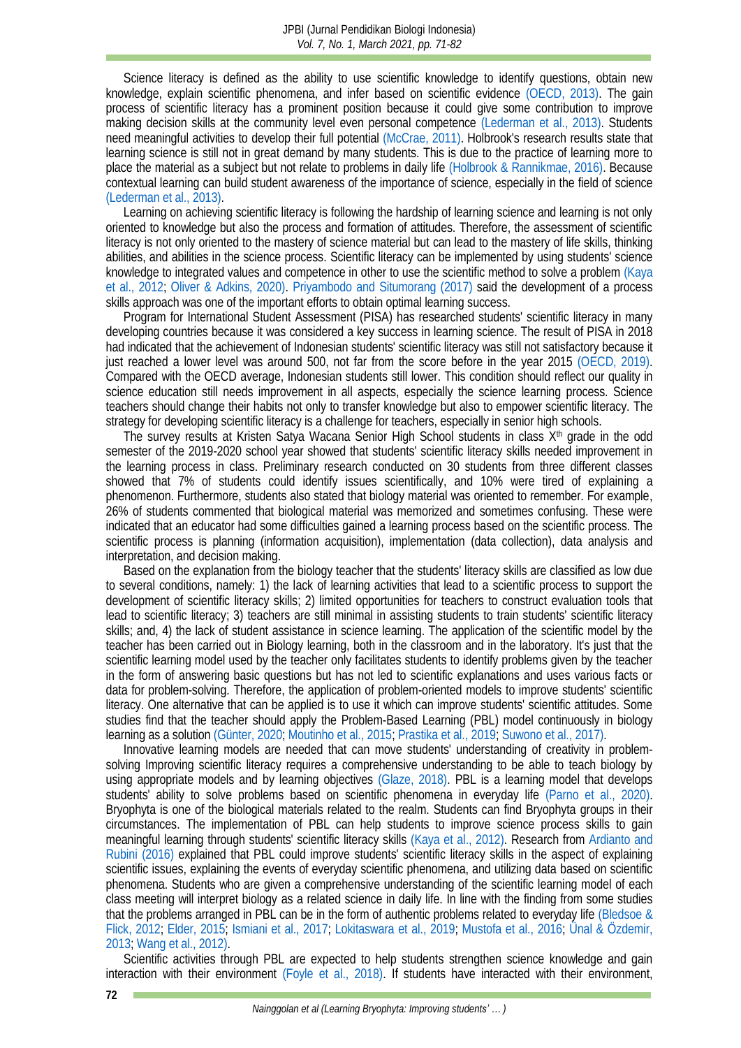Science literacy is defined as the ability to use scientific knowledge to identify questions, obtain new knowledge, explain scientific phenomena, and infer based on scientific evidence (OECD, 2013). The gain process of scientific literacy has a prominent position because it could give some contribution to improve making decision skills at the community level even personal competence (Lederman et al., 2013). Students need meaningful activities to develop their full potential (McCrae, 2011). Holbrook's research results state that learning science is still not in great demand by many students. This is due to the practice of learning more to place the material as a subject but not relate to problems in daily life (Holbrook & Rannikmae, 2016). Because contextual learning can build student awareness of the importance of science, especially in the field of science (Lederman et al., 2013).

Learning on achieving scientific literacy is following the hardship of learning science and learning is not only oriented to knowledge but also the process and formation of attitudes. Therefore, the assessment of scientific literacy is not only oriented to the mastery of science material but can lead to the mastery of life skills, thinking abilities, and abilities in the science process. Scientific literacy can be implemented by using students' science knowledge to integrated values and competence in other to use the scientific method to solve a problem (Kaya et al., 2012; Oliver & Adkins, 2020). Priyambodo and Situmorang (2017) said the development of a process skills approach was one of the important efforts to obtain optimal learning success.

Program for International Student Assessment (PISA) has researched students' scientific literacy in many developing countries because it was considered a key success in learning science. The result of PISA in 2018 had indicated that the achievement of Indonesian students' scientific literacy was still not satisfactory because it just reached a lower level was around 500, not far from the score before in the year 2015 (OECD, 2019). Compared with the OECD average, Indonesian students still lower. This condition should reflect our quality in science education still needs improvement in all aspects, especially the science learning process. Science teachers should change their habits not only to transfer knowledge but also to empower scientific literacy. The strategy for developing scientific literacy is a challenge for teachers, especially in senior high schools.

The survey results at Kristen Satya Wacana Senior High School students in class X[th] grade in the odd semester of the 2019-2020 school year showed that students' scientific literacy skills needed improvement in the learning process in class. Preliminary research conducted on 30 students from three different classes showed that 7% of students could identify issues scientifically, and 10% were tired of explaining a phenomenon. Furthermore, students also stated that biology material was oriented to remember. For example, 26% of students commented that biological material was memorized and sometimes confusing. These were indicated that an educator had some difficulties gained a learning process based on the scientific process. The scientific process is planning (information acquisition), implementation (data collection), data analysis and interpretation, and decision making.

Based on the explanation from the biology teacher that the students' literacy skills are classified as low due to several conditions, namely: 1) the lack of learning activities that lead to a scientific process to support the development of scientific literacy skills; 2) limited opportunities for teachers to construct evaluation tools that lead to scientific literacy; 3) teachers are still minimal in assisting students to train students' scientific literacy skills; and, 4) the lack of student assistance in science learning. The application of the scientific model by the teacher has been carried out in Biology learning, both in the classroom and in the laboratory. It's just that the scientific learning model used by the teacher only facilitates students to identify problems given by the teacher in the form of answering basic questions but has not led to scientific explanations and uses various facts or data for problem-solving. Therefore, the application of problem-oriented models to improve students' scientific literacy. One alternative that can be applied is to use it which can improve students' scientific attitudes. Some studies find that the teacher should apply the Problem-Based Learning (PBL) model continuously in biology learning as a solution (Günter, 2020; Moutinho et al., 2015; Prastika et al., 2019; Suwono et al., 2017).

Innovative learning models are needed that can move students' understanding of creativity in problem-solving Improving scientific literacy requires a comprehensive understanding to be able to teach biology by using appropriate models and by learning objectives (Glaze, 2018). PBL is a learning model that develops students' ability to solve problems based on scientific phenomena in everyday life (Parno et al., 2020). Bryophyta is one of the biological materials related to the realm. Students can find Bryophyta groups in their circumstances. The implementation of PBL can help students to improve science process skills to gain meaningful learning through students' scientific literacy skills (Kaya et al., 2012). Research from Ardianto and Rubini (2016) explained that PBL could improve students' scientific literacy skills in the aspect of explaining scientific issues, explaining the events of everyday scientific phenomena, and utilizing data based on scientific phenomena. Students who are given a comprehensive understanding of the scientific learning model of each class meeting will interpret biology as a related science in daily life. In line with the finding from some studies that the problems arranged in PBL can be in the form of authentic problems related to everyday life (Bledsoe & Flick, 2012; Elder, 2015; Ismiani et al., 2017; Lokitaswara et al., 2019; Mustofa et al., 2016; Ünal & Özdemir, 2013; Wang et al., 2012).

Scientific activities through PBL are expected to help students strengthen science knowledge and gain interaction with their environment (Foyle et al., 2018). If students have interacted with their environment,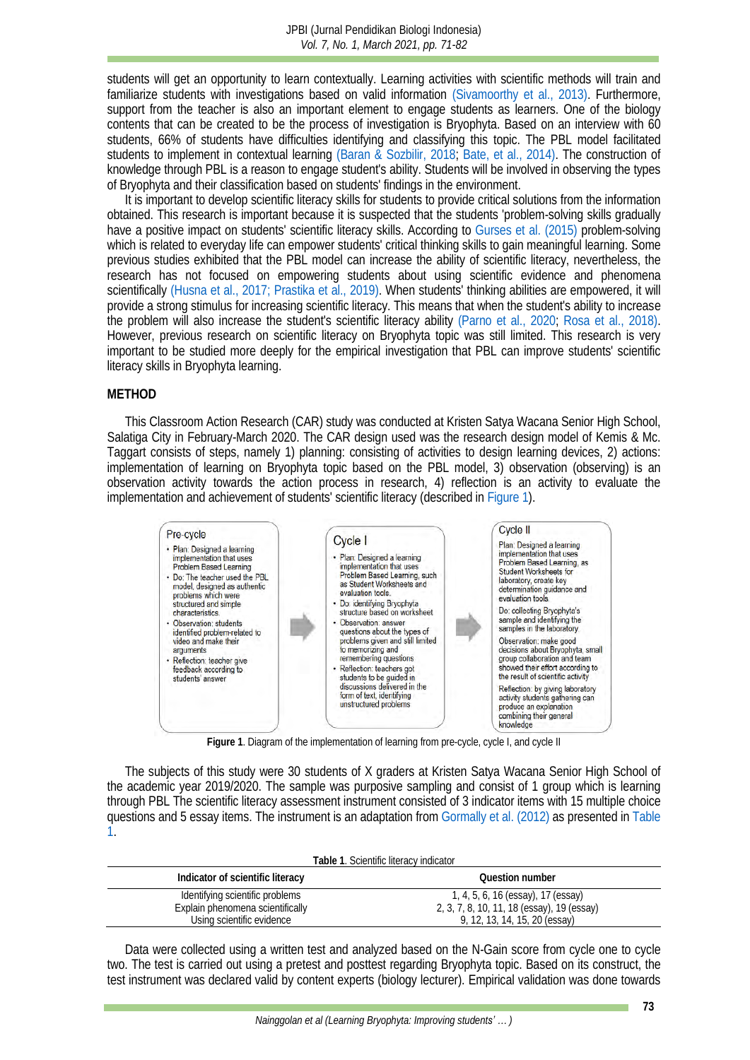students will get an opportunity to learn contextually. Learning activities with scientific methods will train and familiarize students with investigations based on valid information (Sivamoorthy et al., 2013). Furthermore, support from the teacher is also an important element to engage students as learners. One of the biology contents that can be created to be the process of investigation is Bryophyta. Based on an interview with 60 students, 66% of students have difficulties identifying and classifying this topic. The PBL model facilitated students to implement in contextual learning (Baran & Sozbilir, 2018; Bate, et al., 2014). The construction of knowledge through PBL is a reason to engage student's ability. Students will be involved in observing the types of Bryophyta and their classification based on students' findings in the environment.

It is important to develop scientific literacy skills for students to provide critical solutions from the information obtained. This research is important because it is suspected that the students 'problem-solving skills gradually have a positive impact on students' scientific literacy skills. According to Gurses et al. (2015) problem-solving which is related to everyday life can empower students' critical thinking skills to gain meaningful learning. Some previous studies exhibited that the PBL model can increase the ability of scientific literacy, nevertheless, the research has not focused on empowering students about using scientific evidence and phenomena scientifically (Husna et al., 2017; Prastika et al., 2019). When students' thinking abilities are empowered, it will provide a strong stimulus for increasing scientific literacy. This means that when the student's ability to increase the problem will also increase the student's scientific literacy ability (Parno et al., 2020; Rosa et al., 2018). However, previous research on scientific literacy on Bryophyta topic was still limited. This research is very important to be studied more deeply for the empirical investigation that PBL can improve students' scientific literacy skills in Bryophyta learning.

## METHOD

This Classroom Action Research (CAR) study was conducted at Kristen Satya Wacana Senior High School, Salatiga City in February-March 2020. The CAR design used was the research design model of Kemis & Mc. Taggart consists of steps, namely 1) planning: consisting of activities to design learning devices, 2) actions: implementation of learning on Bryophyta topic based on the PBL model, 3) observation (observing) is an observation activity towards the action process in research, 4) reflection is an activity to evaluate the implementation and achievement of students' scientific literacy (described in Figure 1).

**Pre-cycle**
- Plan: Designed a learning implementation that uses Problem Based Learning
- Do: The teacher used the PBL model, designed as authentic problems which were structured and simple characteristics
- Observation: students identified problem-related to video and make their arguments
- Reflection: teacher give feedback according to students' answer

**Cycle I**
- Plan: Designed a learning implementation that uses Problem Based Learning, such as Student Worksheets and evaluation tools.
- Do: identifying Bryophyta structure based on worksheet
- Observation: answer questions about the types of problems given and still limited to memorizing and remembering questions
- Reflection: teachers got students to be guided in discussions delivered in the form of text, identifying unstructured problems

**Cycle II**

Plan: Designed a learning implementation that uses Problem Based Learning, as Student Worksheets for laboratory, create key determination guidance and evaluation tools.

Do: collecting Bryophyta's sample and identifying the samples in the laboratory

Observation: make good decisions about Bryophyta, small group collaboration and team showed their effort according to the result of scientific activity

Reflection: by giving laboratory activity students gathering can produce an explanation combining their general knowledge

**Figure 1**. Diagram of the implementation of learning from pre-cycle, cycle I, and cycle II

The subjects of this study were 30 students of X graders at Kristen Satya Wacana Senior High School of the academic year 2019/2020. The sample was purposive sampling and consist of 1 group which is learning through PBL The scientific literacy assessment instrument consisted of 3 indicator items with 15 multiple choice questions and 5 essay items. The instrument is an adaptation from Gormally et al. (2012) as presented in Table 1.

**Table 1**. Scientific literacy indicator

| Indicator of scientific literacy | Question number |
|---|---|
| Identifying scientific problems | 1, 4, 5, 6, 16 (essay), 17 (essay) |
| Explain phenomena scientifically | 2, 3, 7, 8, 10, 11, 18 (essay), 19 (essay) |
| Using scientific evidence | 9, 12, 13, 14, 15, 20 (essay) |

Data were collected using a written test and analyzed based on the N-Gain score from cycle one to cycle two. The test is carried out using a pretest and posttest regarding Bryophyta topic. Based on its construct, the test instrument was declared valid by content experts (biology lecturer). Empirical validation was done towards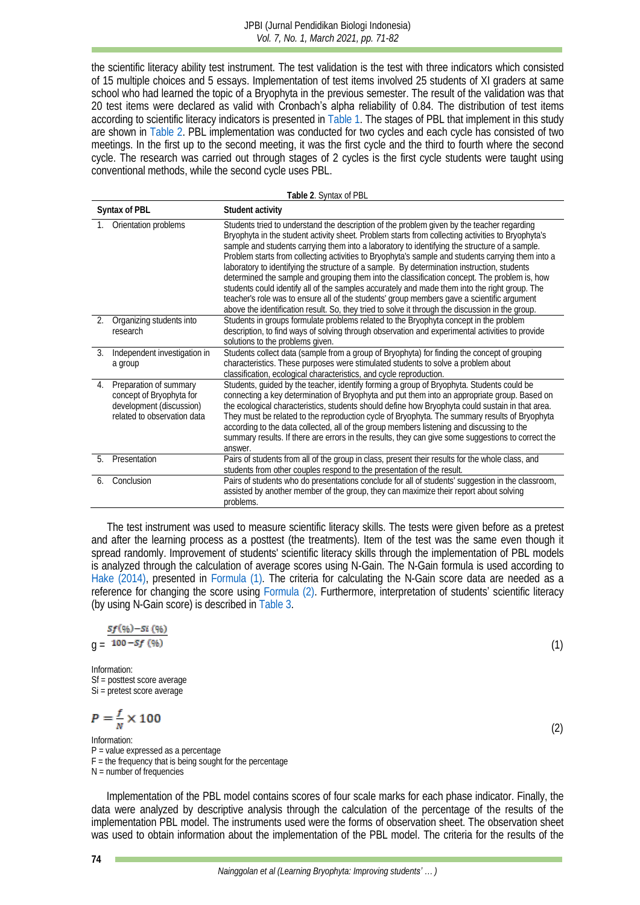the scientific literacy ability test instrument. The test validation is the test with three indicators which consisted of 15 multiple choices and 5 essays. Implementation of test items involved 25 students of XI graders at same school who had learned the topic of a Bryophyta in the previous semester. The result of the validation was that 20 test items were declared as valid with Cronbach's alpha reliability of 0.84. The distribution of test items according to scientific literacy indicators is presented in Table 1. The stages of PBL that implement in this study are shown in Table 2. PBL implementation was conducted for two cycles and each cycle has consisted of two meetings. In the first up to the second meeting, it was the first cycle and the third to fourth where the second cycle. The research was carried out through stages of 2 cycles is the first cycle students were taught using conventional methods, while the second cycle uses PBL.

**Table 2**. Syntax of PBL

| Syntax of PBL | Student activity |
|---|---|
| 1. Orientation problems | Students tried to understand the description of the problem given by the teacher regarding Bryophyta in the student activity sheet. Problem starts from collecting activities to Bryophyta's sample and students carrying them into a laboratory to identifying the structure of a sample. Problem starts from collecting activities to Bryophyta's sample and students carrying them into a laboratory to identifying the structure of a sample. By determination instruction, students determined the sample and grouping them into the classification concept. The problem is, how students could identify all of the samples accurately and made them into the right group. The teacher's role was to ensure all of the students' group members gave a scientific argument above the identification result. So, they tried to solve it through the discussion in the group. |
| 2. Organizing students into research | Students in groups formulate problems related to the Bryophyta concept in the problem description, to find ways of solving through observation and experimental activities to provide solutions to the problems given. |
| 3. Independent investigation in a group | Students collect data (sample from a group of Bryophyta) for finding the concept of grouping characteristics. These purposes were stimulated students to solve a problem about classification, ecological characteristics, and cycle reproduction. |
| 4. Preparation of summary concept of Bryophyta for development (discussion) related to observation data | Students, guided by the teacher, identify forming a group of Bryophyta. Students could be connecting a key determination of Bryophyta and put them into an appropriate group. Based on the ecological characteristics, students should define how Bryophyta could sustain in that area. They must be related to the reproduction cycle of Bryophyta. The summary results of Bryophyta according to the data collected, all of the group members listening and discussing to the summary results. If there are errors in the results, they can give some suggestions to correct the answer. |
| 5. Presentation | Pairs of students from all of the group in class, present their results for the whole class, and students from other couples respond to the presentation of the result. |
| 6. Conclusion | Pairs of students who do presentations conclude for all of students' suggestion in the classroom, assisted by another member of the group, they can maximize their report about solving problems. |

The test instrument was used to measure scientific literacy skills. The tests were given before as a pretest and after the learning process as a posttest (the treatments). Item of the test was the same even though it spread randomly. Improvement of students' scientific literacy skills through the implementation of PBL models is analyzed through the calculation of average scores using N-Gain. The N-Gain formula is used according to Hake (2014), presented in Formula (1). The criteria for calculating the N-Gain score data are needed as a reference for changing the score using Formula (2). Furthermore, interpretation of students' scientific literacy (by using N-Gain score) is described in Table 3.

$$g = \frac{Sf(\%) - Si(\%)}{100 - Sf(\%)} \quad (1)$$

Information:
Sf = posttest score average
Si = pretest score average

$$P = \frac{f}{N} \times 100 \quad (2)$$

Information:
P = value expressed as a percentage
F = the frequency that is being sought for the percentage
N = number of frequencies

Implementation of the PBL model contains scores of four scale marks for each phase indicator. Finally, the data were analyzed by descriptive analysis through the calculation of the percentage of the results of the implementation PBL model. The instruments used were the forms of observation sheet. The observation sheet was used to obtain information about the implementation of the PBL model. The criteria for the results of the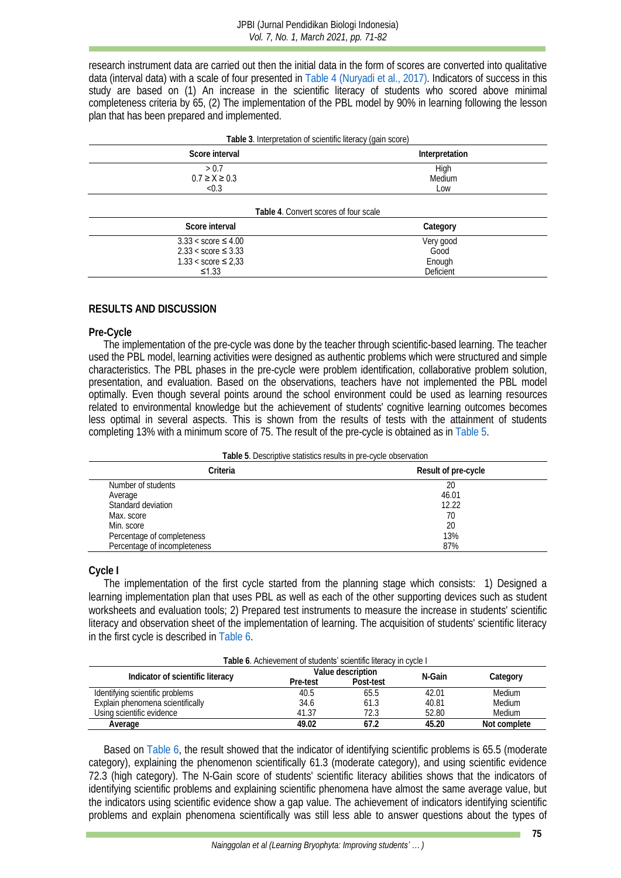research instrument data are carried out then the initial data in the form of scores are converted into qualitative data (interval data) with a scale of four presented in Table 4 (Nuryadi et al., 2017). Indicators of success in this study are based on (1) An increase in the scientific literacy of students who scored above minimal completeness criteria by 65, (2) The implementation of the PBL model by 90% in learning following the lesson plan that has been prepared and implemented.

**Table 3**. Interpretation of scientific literacy (gain score)

| Score interval | Interpretation |
|---|---|
| > 0.7 | High |
| 0.7 ≥ X ≥ 0.3 | Medium |
| <0.3 | Low |

**Table 4**. Convert scores of four scale

| Score interval | Category |
|---|---|
| 3.33 < score ≤ 4.00 | Very good |
| 2.33 < score ≤ 3.33 | Good |
| 1.33 < score ≤ 2,33 | Enough |
| ≤1.33 | Deficient |

## RESULTS AND DISCUSSION

### Pre-Cycle

The implementation of the pre-cycle was done by the teacher through scientific-based learning. The teacher used the PBL model, learning activities were designed as authentic problems which were structured and simple characteristics. The PBL phases in the pre-cycle were problem identification, collaborative problem solution, presentation, and evaluation. Based on the observations, teachers have not implemented the PBL model optimally. Even though several points around the school environment could be used as learning resources related to environmental knowledge but the achievement of students' cognitive learning outcomes becomes less optimal in several aspects. This is shown from the results of tests with the attainment of students completing 13% with a minimum score of 75. The result of the pre-cycle is obtained as in Table 5.

**Table 5**. Descriptive statistics results in pre-cycle observation

| Criteria | Result of pre-cycle |
|---|---|
| Number of students | 20 |
| Average | 46.01 |
| Standard deviation | 12.22 |
| Max. score | 70 |
| Min. score | 20 |
| Percentage of completeness | 13% |
| Percentage of incompleteness | 87% |

### Cycle I

The implementation of the first cycle started from the planning stage which consists: 1) Designed a learning implementation plan that uses PBL as well as each of the other supporting devices such as student worksheets and evaluation tools; 2) Prepared test instruments to measure the increase in students' scientific literacy and observation sheet of the implementation of learning. The acquisition of students' scientific literacy in the first cycle is described in Table 6.

**Table 6**. Achievement of students' scientific literacy in cycle I

| Indicator of scientific literacy | Value description | | N-Gain | Category |
|---|---|---|---|---|
| | Pre-test | Post-test | | |
| Identifying scientific problems | 40.5 | 65.5 | 42.01 | Medium |
| Explain phenomena scientifically | 34.6 | 61.3 | 40.81 | Medium |
| Using scientific evidence | 41.37 | 72.3 | 52.80 | Medium |
| **Average** | **49.02** | **67.2** | **45.20** | **Not complete** |

Based on Table 6, the result showed that the indicator of identifying scientific problems is 65.5 (moderate category), explaining the phenomenon scientifically 61.3 (moderate category), and using scientific evidence 72.3 (high category). The N-Gain score of students' scientific literacy abilities shows that the indicators of identifying scientific problems and explaining scientific phenomena have almost the same average value, but the indicators using scientific evidence show a gap value. The achievement of indicators identifying scientific problems and explain phenomena scientifically was still less able to answer questions about the types of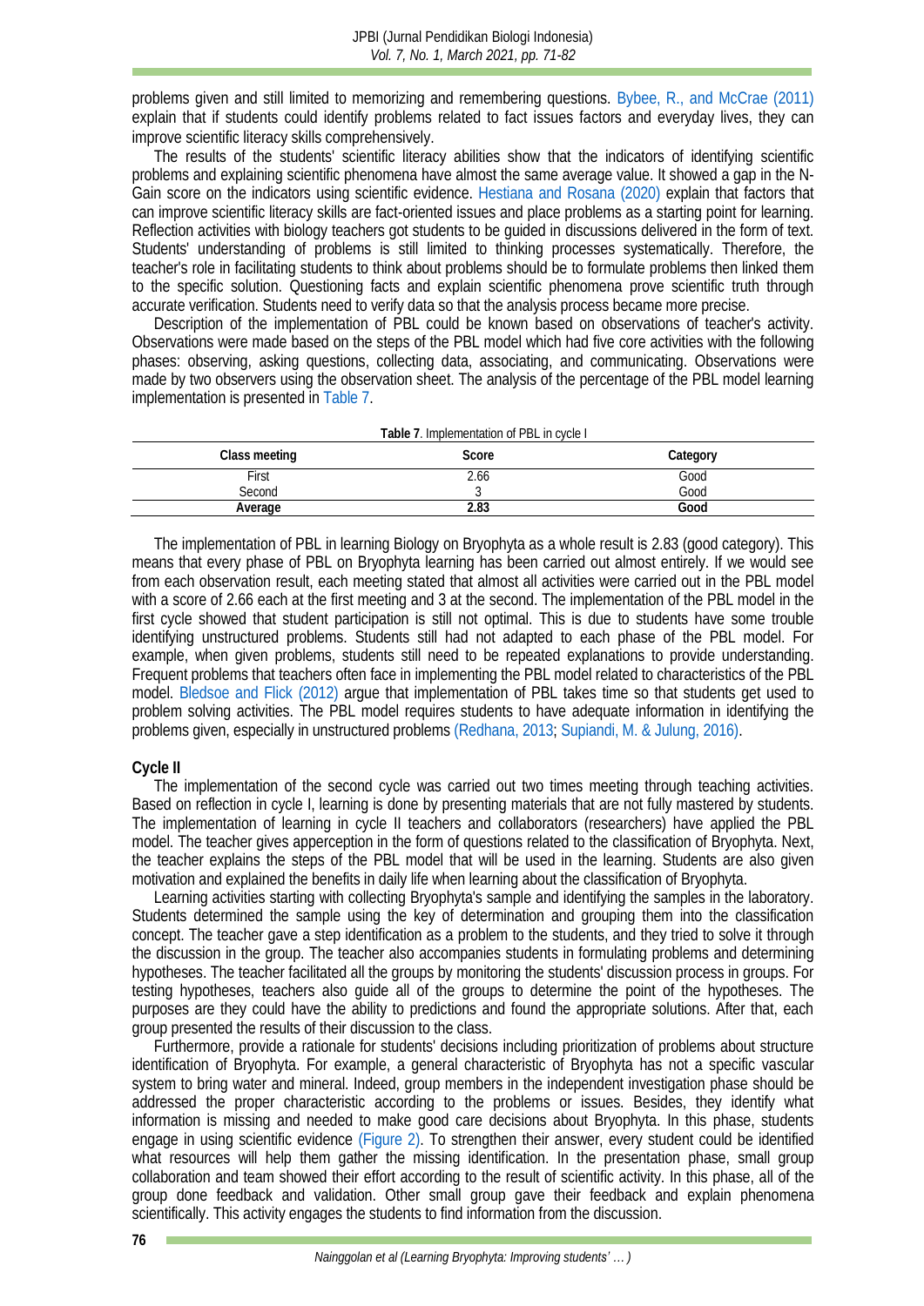problems given and still limited to memorizing and remembering questions. Bybee, R., and McCrae (2011) explain that if students could identify problems related to fact issues factors and everyday lives, they can improve scientific literacy skills comprehensively.

The results of the students' scientific literacy abilities show that the indicators of identifying scientific problems and explaining scientific phenomena have almost the same average value. It showed a gap in the N-Gain score on the indicators using scientific evidence. Hestiana and Rosana (2020) explain that factors that can improve scientific literacy skills are fact-oriented issues and place problems as a starting point for learning. Reflection activities with biology teachers got students to be guided in discussions delivered in the form of text. Students' understanding of problems is still limited to thinking processes systematically. Therefore, the teacher's role in facilitating students to think about problems should be to formulate problems then linked them to the specific solution. Questioning facts and explain scientific phenomena prove scientific truth through accurate verification. Students need to verify data so that the analysis process became more precise.

Description of the implementation of PBL could be known based on observations of teacher's activity. Observations were made based on the steps of the PBL model which had five core activities with the following phases: observing, asking questions, collecting data, associating, and communicating. Observations were made by two observers using the observation sheet. The analysis of the percentage of the PBL model learning implementation is presented in Table 7.

**Table 7**. Implementation of PBL in cycle I

| Class meeting | Score | Category |
|---|---|---|
| First | 2.66 | Good |
| Second | 3 | Good |
| **Average** | **2.83** | **Good** |

The implementation of PBL in learning Biology on Bryophyta as a whole result is 2.83 (good category). This means that every phase of PBL on Bryophyta learning has been carried out almost entirely. If we would see from each observation result, each meeting stated that almost all activities were carried out in the PBL model with a score of 2.66 each at the first meeting and 3 at the second. The implementation of the PBL model in the first cycle showed that student participation is still not optimal. This is due to students have some trouble identifying unstructured problems. Students still had not adapted to each phase of the PBL model. For example, when given problems, students still need to be repeated explanations to provide understanding. Frequent problems that teachers often face in implementing the PBL model related to characteristics of the PBL model. Bledsoe and Flick (2012) argue that implementation of PBL takes time so that students get used to problem solving activities. The PBL model requires students to have adequate information in identifying the problems given, especially in unstructured problems (Redhana, 2013; Supiandi, M. & Julung, 2016).

**Cycle II**

The implementation of the second cycle was carried out two times meeting through teaching activities. Based on reflection in cycle I, learning is done by presenting materials that are not fully mastered by students. The implementation of learning in cycle II teachers and collaborators (researchers) have applied the PBL model. The teacher gives apperception in the form of questions related to the classification of Bryophyta. Next, the teacher explains the steps of the PBL model that will be used in the learning. Students are also given motivation and explained the benefits in daily life when learning about the classification of Bryophyta.

Learning activities starting with collecting Bryophyta's sample and identifying the samples in the laboratory. Students determined the sample using the key of determination and grouping them into the classification concept. The teacher gave a step identification as a problem to the students, and they tried to solve it through the discussion in the group. The teacher also accompanies students in formulating problems and determining hypotheses. The teacher facilitated all the groups by monitoring the students' discussion process in groups. For testing hypotheses, teachers also guide all of the groups to determine the point of the hypotheses. The purposes are they could have the ability to predictions and found the appropriate solutions. After that, each group presented the results of their discussion to the class.

Furthermore, provide a rationale for students' decisions including prioritization of problems about structure identification of Bryophyta. For example, a general characteristic of Bryophyta has not a specific vascular system to bring water and mineral. Indeed, group members in the independent investigation phase should be addressed the proper characteristic according to the problems or issues. Besides, they identify what information is missing and needed to make good care decisions about Bryophyta. In this phase, students engage in using scientific evidence (Figure 2). To strengthen their answer, every student could be identified what resources will help them gather the missing identification. In the presentation phase, small group collaboration and team showed their effort according to the result of scientific activity. In this phase, all of the group done feedback and validation. Other small group gave their feedback and explain phenomena scientifically. This activity engages the students to find information from the discussion.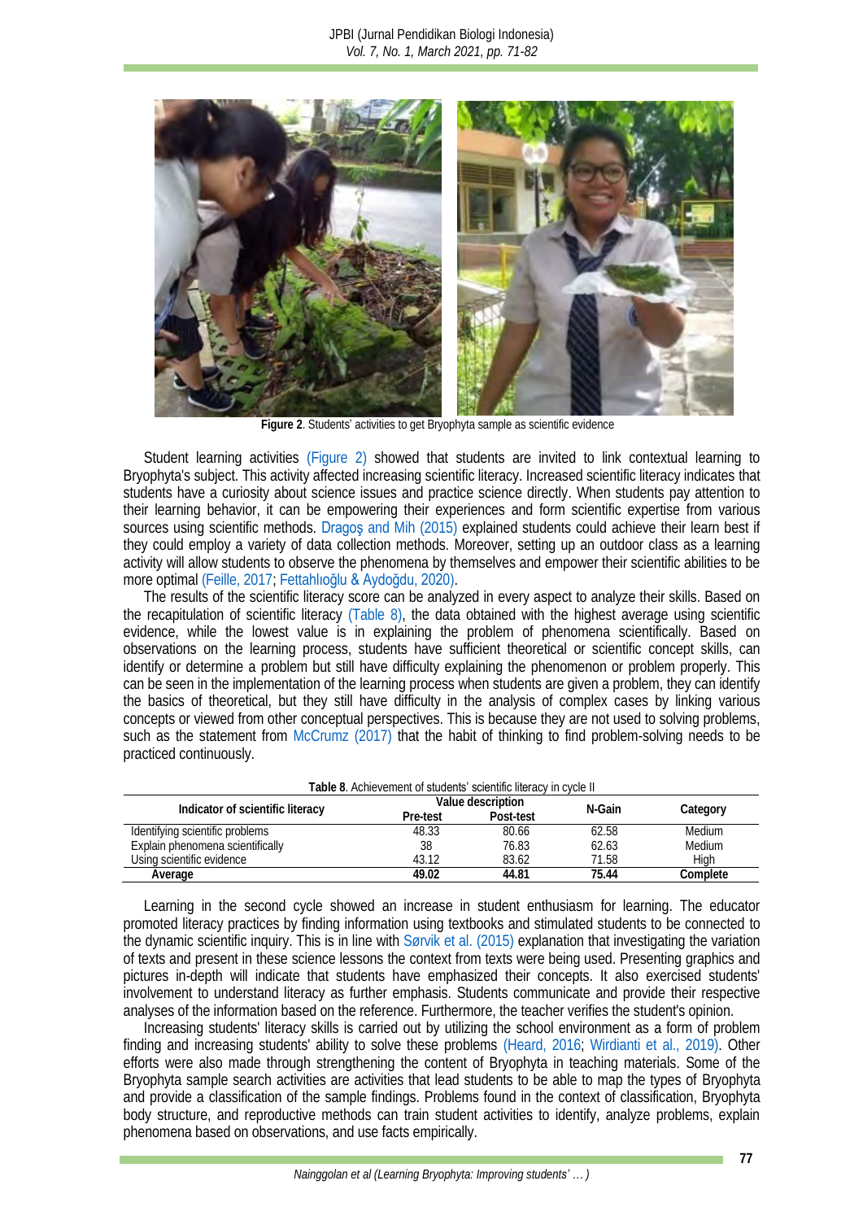**Figure 2**. Students' activities to get Bryophyta sample as scientific evidence

Student learning activities (Figure 2) showed that students are invited to link contextual learning to Bryophyta's subject. This activity affected increasing scientific literacy. Increased scientific literacy indicates that students have a curiosity about science issues and practice science directly. When students pay attention to their learning behavior, it can be empowering their experiences and form scientific expertise from various sources using scientific methods. Dragoş and Mih (2015) explained students could achieve their learn best if they could employ a variety of data collection methods. Moreover, setting up an outdoor class as a learning activity will allow students to observe the phenomena by themselves and empower their scientific abilities to be more optimal (Feille, 2017; Fettahlıoğlu & Aydoğdu, 2020).

The results of the scientific literacy score can be analyzed in every aspect to analyze their skills. Based on the recapitulation of scientific literacy (Table 8), the data obtained with the highest average using scientific evidence, while the lowest value is in explaining the problem of phenomena scientifically. Based on observations on the learning process, students have sufficient theoretical or scientific concept skills, can identify or determine a problem but still have difficulty explaining the phenomenon or problem properly. This can be seen in the implementation of the learning process when students are given a problem, they can identify the basics of theoretical, but they still have difficulty in the analysis of complex cases by linking various concepts or viewed from other conceptual perspectives. This is because they are not used to solving problems, such as the statement from McCrumz (2017) that the habit of thinking to find problem-solving needs to be practiced continuously.

**Table 8**. Achievement of students' scientific literacy in cycle II

| Indicator of scientific literacy | Value description | | N-Gain | Category |
|---|---|---|---|---|
| | Pre-test | Post-test | | |
| Identifying scientific problems | 48.33 | 80.66 | 62.58 | Medium |
| Explain phenomena scientifically | 38 | 76.83 | 62.63 | Medium |
| Using scientific evidence | 43.12 | 83.62 | 71.58 | High |
| **Average** | **49.02** | **44.81** | **75.44** | **Complete** |

Learning in the second cycle showed an increase in student enthusiasm for learning. The educator promoted literacy practices by finding information using textbooks and stimulated students to be connected to the dynamic scientific inquiry. This is in line with Sørvik et al. (2015) explanation that investigating the variation of texts and present in these science lessons the context from texts were being used. Presenting graphics and pictures in-depth will indicate that students have emphasized their concepts. It also exercised students' involvement to understand literacy as further emphasis. Students communicate and provide their respective analyses of the information based on the reference. Furthermore, the teacher verifies the student's opinion.

Increasing students' literacy skills is carried out by utilizing the school environment as a form of problem finding and increasing students' ability to solve these problems (Heard, 2016; Wirdianti et al., 2019). Other efforts were also made through strengthening the content of Bryophyta in teaching materials. Some of the Bryophyta sample search activities are activities that lead students to be able to map the types of Bryophyta and provide a classification of the sample findings. Problems found in the context of classification, Bryophyta body structure, and reproductive methods can train student activities to identify, analyze problems, explain phenomena based on observations, and use facts empirically.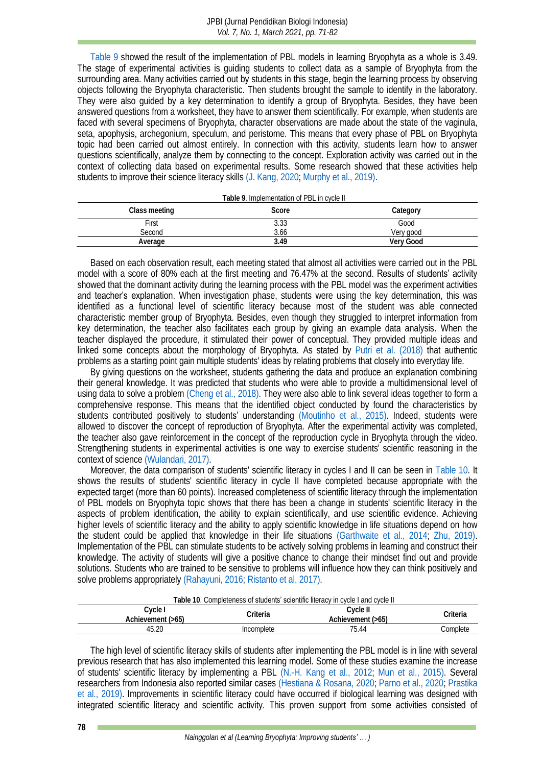Table 9 showed the result of the implementation of PBL models in learning Bryophyta as a whole is 3.49. The stage of experimental activities is guiding students to collect data as a sample of Bryophyta from the surrounding area. Many activities carried out by students in this stage, begin the learning process by observing objects following the Bryophyta characteristic. Then students brought the sample to identify in the laboratory. They were also guided by a key determination to identify a group of Bryophyta. Besides, they have been answered questions from a worksheet, they have to answer them scientifically. For example, when students are faced with several specimens of Bryophyta, character observations are made about the state of the vaginula, seta, apophysis, archegonium, speculum, and peristome. This means that every phase of PBL on Bryophyta topic had been carried out almost entirely. In connection with this activity, students learn how to answer questions scientifically, analyze them by connecting to the concept. Exploration activity was carried out in the context of collecting data based on experimental results. Some research showed that these activities help students to improve their science literacy skills (J. Kang, 2020; Murphy et al., 2019).

**Table 9**. Implementation of PBL in cycle II

| Class meeting | Score | Category |
|---|---|---|
| First | 3.33 | Good |
| Second | 3.66 | Very good |
| **Average** | **3.49** | **Very Good** |

Based on each observation result, each meeting stated that almost all activities were carried out in the PBL model with a score of 80% each at the first meeting and 76.47% at the second. Results of students' activity showed that the dominant activity during the learning process with the PBL model was the experiment activities and teacher's explanation. When investigation phase, students were using the key determination, this was identified as a functional level of scientific literacy because most of the student was able connected characteristic member group of Bryophyta. Besides, even though they struggled to interpret information from key determination, the teacher also facilitates each group by giving an example data analysis. When the teacher displayed the procedure, it stimulated their power of conceptual. They provided multiple ideas and linked some concepts about the morphology of Bryophyta. As stated by Putri et al. (2018) that authentic problems as a starting point gain multiple students' ideas by relating problems that closely into everyday life.

By giving questions on the worksheet, students gathering the data and produce an explanation combining their general knowledge. It was predicted that students who were able to provide a multidimensional level of using data to solve a problem (Cheng et al., 2018). They were also able to link several ideas together to form a comprehensive response. This means that the identified object conducted by found the characteristics by students contributed positively to students' understanding (Moutinho et al., 2015). Indeed, students were allowed to discover the concept of reproduction of Bryophyta. After the experimental activity was completed, the teacher also gave reinforcement in the concept of the reproduction cycle in Bryophyta through the video. Strengthening students in experimental activities is one way to exercise students' scientific reasoning in the context of science (Wulandari, 2017).

Moreover, the data comparison of students' scientific literacy in cycles I and II can be seen in Table 10. It shows the results of students' scientific literacy in cycle II have completed because appropriate with the expected target (more than 60 points). Increased completeness of scientific literacy through the implementation of PBL models on Bryophyta topic shows that there has been a change in students' scientific literacy in the aspects of problem identification, the ability to explain scientifically, and use scientific evidence. Achieving higher levels of scientific literacy and the ability to apply scientific knowledge in life situations depend on how the student could be applied that knowledge in their life situations (Garthwaite et al., 2014; Zhu, 2019). Implementation of the PBL can stimulate students to be actively solving problems in learning and construct their knowledge. The activity of students will give a positive chance to change their mindset find out and provide solutions. Students who are trained to be sensitive to problems will influence how they can think positively and solve problems appropriately (Rahayuni, 2016; Ristanto et al, 2017).

**Table 10**. Completeness of students' scientific literacy in cycle I and cycle II

| Cycle I Achievement (>65) | Criteria | Cycle II Achievement (>65) | Criteria |
|---|---|---|---|
| 45.20 | Incomplete | 75.44 | Complete |

The high level of scientific literacy skills of students after implementing the PBL model is in line with several previous research that has also implemented this learning model. Some of these studies examine the increase of students' scientific literacy by implementing a PBL (N.-H. Kang et al., 2012; Mun et al., 2015). Several researchers from Indonesia also reported similar cases (Hestiana & Rosana, 2020; Parno et al., 2020; Prastika et al., 2019). Improvements in scientific literacy could have occurred if biological learning was designed with integrated scientific literacy and scientific activity. This proven support from some activities consisted of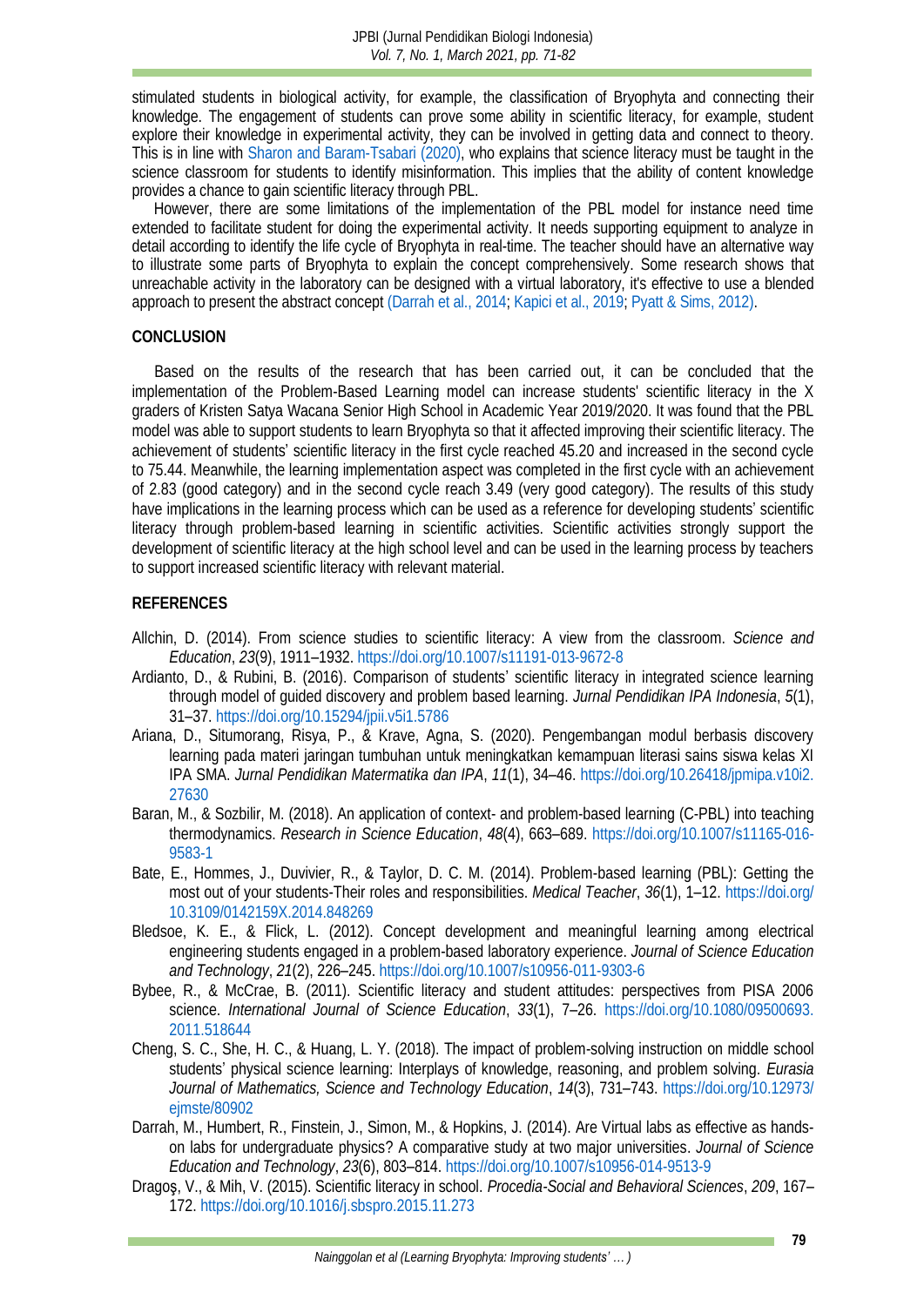stimulated students in biological activity, for example, the classification of Bryophyta and connecting their knowledge. The engagement of students can prove some ability in scientific literacy, for example, student explore their knowledge in experimental activity, they can be involved in getting data and connect to theory. This is in line with Sharon and Baram-Tsabari (2020), who explains that science literacy must be taught in the science classroom for students to identify misinformation. This implies that the ability of content knowledge provides a chance to gain scientific literacy through PBL.

However, there are some limitations of the implementation of the PBL model for instance need time extended to facilitate student for doing the experimental activity. It needs supporting equipment to analyze in detail according to identify the life cycle of Bryophyta in real-time. The teacher should have an alternative way to illustrate some parts of Bryophyta to explain the concept comprehensively. Some research shows that unreachable activity in the laboratory can be designed with a virtual laboratory, it's effective to use a blended approach to present the abstract concept (Darrah et al., 2014; Kapici et al., 2019; Pyatt & Sims, 2012).

## CONCLUSION

Based on the results of the research that has been carried out, it can be concluded that the implementation of the Problem-Based Learning model can increase students' scientific literacy in the X graders of Kristen Satya Wacana Senior High School in Academic Year 2019/2020. It was found that the PBL model was able to support students to learn Bryophyta so that it affected improving their scientific literacy. The achievement of students' scientific literacy in the first cycle reached 45.20 and increased in the second cycle to 75.44. Meanwhile, the learning implementation aspect was completed in the first cycle with an achievement of 2.83 (good category) and in the second cycle reach 3.49 (very good category). The results of this study have implications in the learning process which can be used as a reference for developing students' scientific literacy through problem-based learning in scientific activities. Scientific activities strongly support the development of scientific literacy at the high school level and can be used in the learning process by teachers to support increased scientific literacy with relevant material.

## REFERENCES

Allchin, D. (2014). From science studies to scientific literacy: A view from the classroom. *Science and Education*, *23*(9), 1911–1932. https://doi.org/10.1007/s11191-013-9672-8

Ardianto, D., & Rubini, B. (2016). Comparison of students' scientific literacy in integrated science learning through model of guided discovery and problem based learning. *Jurnal Pendidikan IPA Indonesia*, *5*(1), 31–37. https://doi.org/10.15294/jpii.v5i1.5786

Ariana, D., Situmorang, Risya, P., & Krave, Agna, S. (2020). Pengembangan modul berbasis discovery learning pada materi jaringan tumbuhan untuk meningkatkan kemampuan literasi sains siswa kelas XI IPA SMA. *Jurnal Pendidikan Matermatika dan IPA*, *11*(1), 34–46. https://doi.org/10.26418/jpmipa.v10i2.27630

Baran, M., & Sozbilir, M. (2018). An application of context- and problem-based learning (C-PBL) into teaching thermodynamics. *Research in Science Education*, *48*(4), 663–689. https://doi.org/10.1007/s11165-016-9583-1

Bate, E., Hommes, J., Duvivier, R., & Taylor, D. C. M. (2014). Problem-based learning (PBL): Getting the most out of your students-Their roles and responsibilities. *Medical Teacher*, *36*(1), 1–12. https://doi.org/10.3109/0142159X.2014.848269

Bledsoe, K. E., & Flick, L. (2012). Concept development and meaningful learning among electrical engineering students engaged in a problem-based laboratory experience. *Journal of Science Education and Technology*, *21*(2), 226–245. https://doi.org/10.1007/s10956-011-9303-6

Bybee, R., & McCrae, B. (2011). Scientific literacy and student attitudes: perspectives from PISA 2006 science. *International Journal of Science Education*, *33*(1), 7–26. https://doi.org/10.1080/09500693.2011.518644

Cheng, S. C., She, H. C., & Huang, L. Y. (2018). The impact of problem-solving instruction on middle school students' physical science learning: Interplays of knowledge, reasoning, and problem solving. *Eurasia Journal of Mathematics, Science and Technology Education*, *14*(3), 731–743. https://doi.org/10.12973/ejmste/80902

Darrah, M., Humbert, R., Finstein, J., Simon, M., & Hopkins, J. (2014). Are Virtual labs as effective as hands-on labs for undergraduate physics? A comparative study at two major universities. *Journal of Science Education and Technology*, *23*(6), 803–814. https://doi.org/10.1007/s10956-014-9513-9

Dragoș, V., & Mih, V. (2015). Scientific literacy in school. *Procedia-Social and Behavioral Sciences*, *209*, 167–172. https://doi.org/10.1016/j.sbspro.2015.11.273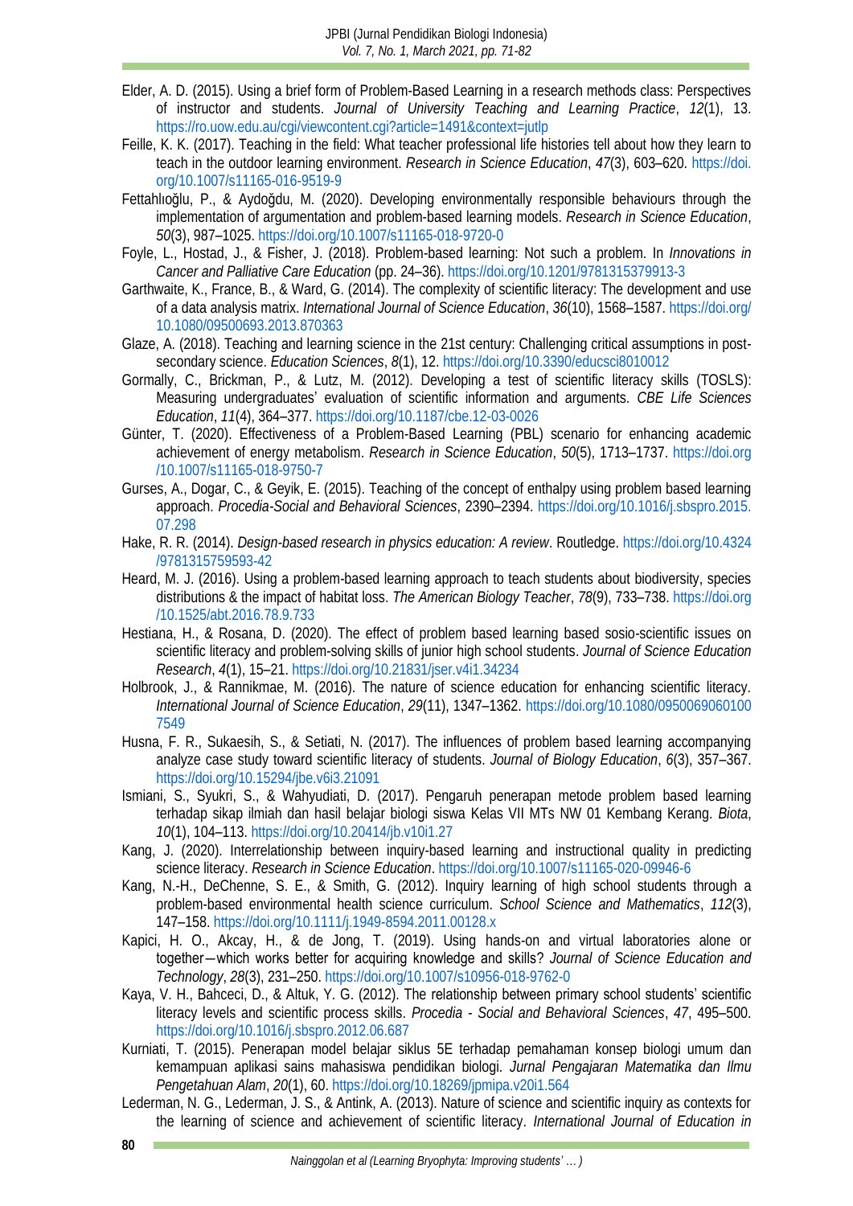Elder, A. D. (2015). Using a brief form of Problem-Based Learning in a research methods class: Perspectives of instructor and students. *Journal of University Teaching and Learning Practice*, *12*(1), 13. https://ro.uow.edu.au/cgi/viewcontent.cgi?article=1491&context=jutlp

Feille, K. K. (2017). Teaching in the field: What teacher professional life histories tell about how they learn to teach in the outdoor learning environment. *Research in Science Education*, *47*(3), 603–620. https://doi.org/10.1007/s11165-016-9519-9

Fettahlıoğlu, P., & Aydoğdu, M. (2020). Developing environmentally responsible behaviours through the implementation of argumentation and problem-based learning models. *Research in Science Education*, *50*(3), 987–1025. https://doi.org/10.1007/s11165-018-9720-0

Foyle, L., Hostad, J., & Fisher, J. (2018). Problem-based learning: Not such a problem. In *Innovations in Cancer and Palliative Care Education* (pp. 24–36). https://doi.org/10.1201/9781315379913-3

Garthwaite, K., France, B., & Ward, G. (2014). The complexity of scientific literacy: The development and use of a data analysis matrix. *International Journal of Science Education*, *36*(10), 1568–1587. https://doi.org/10.1080/09500693.2013.870363

Glaze, A. (2018). Teaching and learning science in the 21st century: Challenging critical assumptions in post-secondary science. *Education Sciences*, *8*(1), 12. https://doi.org/10.3390/educsci8010012

Gormally, C., Brickman, P., & Lutz, M. (2012). Developing a test of scientific literacy skills (TOSLS): Measuring undergraduates' evaluation of scientific information and arguments. *CBE Life Sciences Education*, *11*(4), 364–377. https://doi.org/10.1187/cbe.12-03-0026

Günter, T. (2020). Effectiveness of a Problem-Based Learning (PBL) scenario for enhancing academic achievement of energy metabolism. *Research in Science Education*, *50*(5), 1713–1737. https://doi.org/10.1007/s11165-018-9750-7

Gurses, A., Dogar, C., & Geyik, E. (2015). Teaching of the concept of enthalpy using problem based learning approach. *Procedia-Social and Behavioral Sciences*, 2390–2394. https://doi.org/10.1016/j.sbspro.2015.07.298

Hake, R. R. (2014). *Design-based research in physics education: A review*. Routledge. https://doi.org/10.4324/9781315759593-42

Heard, M. J. (2016). Using a problem-based learning approach to teach students about biodiversity, species distributions & the impact of habitat loss. *The American Biology Teacher*, *78*(9), 733–738. https://doi.org/10.1525/abt.2016.78.9.733

Hestiana, H., & Rosana, D. (2020). The effect of problem based learning based sosio-scientific issues on scientific literacy and problem-solving skills of junior high school students. *Journal of Science Education Research*, *4*(1), 15–21. https://doi.org/10.21831/jser.v4i1.34234

Holbrook, J., & Rannikmae, M. (2016). The nature of science education for enhancing scientific literacy. *International Journal of Science Education*, *29*(11), 1347–1362. https://doi.org/10.1080/09500690601007549

Husna, F. R., Sukaesih, S., & Setiati, N. (2017). The influences of problem based learning accompanying analyze case study toward scientific literacy of students. *Journal of Biology Education*, *6*(3), 357–367. https://doi.org/10.15294/jbe.v6i3.21091

Ismiani, S., Syukri, S., & Wahyudiati, D. (2017). Pengaruh penerapan metode problem based learning terhadap sikap ilmiah dan hasil belajar biologi siswa Kelas VII MTs NW 01 Kembang Kerang. *Biota*, *10*(1), 104–113. https://doi.org/10.20414/jb.v10i1.27

Kang, J. (2020). Interrelationship between inquiry-based learning and instructional quality in predicting science literacy. *Research in Science Education*. https://doi.org/10.1007/s11165-020-09946-6

Kang, N.-H., DeChenne, S. E., & Smith, G. (2012). Inquiry learning of high school students through a problem-based environmental health science curriculum. *School Science and Mathematics*, *112*(3), 147–158. https://doi.org/10.1111/j.1949-8594.2011.00128.x

Kapici, H. O., Akcay, H., & de Jong, T. (2019). Using hands-on and virtual laboratories alone or together—which works better for acquiring knowledge and skills? *Journal of Science Education and Technology*, *28*(3), 231–250. https://doi.org/10.1007/s10956-018-9762-0

Kaya, V. H., Bahceci, D., & Altuk, Y. G. (2012). The relationship between primary school students' scientific literacy levels and scientific process skills. *Procedia - Social and Behavioral Sciences*, *47*, 495–500. https://doi.org/10.1016/j.sbspro.2012.06.687

Kurniati, T. (2015). Penerapan model belajar siklus 5E terhadap pemahaman konsep biologi umum dan kemampuan aplikasi sains mahasiswa pendidikan biologi. *Jurnal Pengajaran Matematika dan Ilmu Pengetahuan Alam*, *20*(1), 60. https://doi.org/10.18269/jpmipa.v20i1.564

Lederman, N. G., Lederman, J. S., & Antink, A. (2013). Nature of science and scientific inquiry as contexts for the learning of science and achievement of scientific literacy. *International Journal of Education in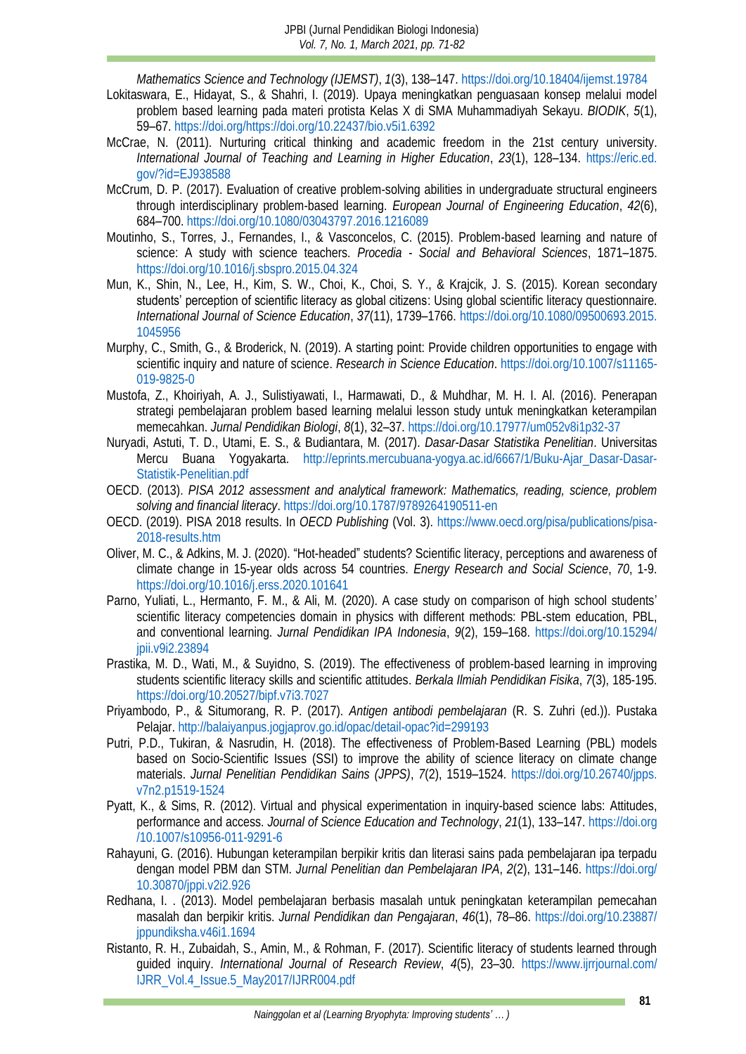*Mathematics Science and Technology (IJEMST)*, *1*(3), 138–147. https://doi.org/10.18404/ijemst.19784

Lokitaswara, E., Hidayat, S., & Shahri, I. (2019). Upaya meningkatkan penguasaan konsep melalui model problem based learning pada materi protista Kelas X di SMA Muhammadiyah Sekayu. *BIODIK*, *5*(1), 59–67. https://doi.org/https://doi.org/10.22437/bio.v5i1.6392

McCrae, N. (2011). Nurturing critical thinking and academic freedom in the 21st century university. *International Journal of Teaching and Learning in Higher Education*, *23*(1), 128–134. https://eric.ed.gov/?id=EJ938588

McCrum, D. P. (2017). Evaluation of creative problem-solving abilities in undergraduate structural engineers through interdisciplinary problem-based learning. *European Journal of Engineering Education*, *42*(6), 684–700. https://doi.org/10.1080/03043797.2016.1216089

Moutinho, S., Torres, J., Fernandes, I., & Vasconcelos, C. (2015). Problem-based learning and nature of science: A study with science teachers. *Procedia - Social and Behavioral Sciences*, 1871–1875. https://doi.org/10.1016/j.sbspro.2015.04.324

Mun, K., Shin, N., Lee, H., Kim, S. W., Choi, K., Choi, S. Y., & Krajcik, J. S. (2015). Korean secondary students' perception of scientific literacy as global citizens: Using global scientific literacy questionnaire. *International Journal of Science Education*, *37*(11), 1739–1766. https://doi.org/10.1080/09500693.2015.1045956

Murphy, C., Smith, G., & Broderick, N. (2019). A starting point: Provide children opportunities to engage with scientific inquiry and nature of science. *Research in Science Education*. https://doi.org/10.1007/s11165-019-9825-0

Mustofa, Z., Khoiriyah, A. J., Sulistiyawati, I., Harmawati, D., & Muhdhar, M. H. I. Al. (2016). Penerapan strategi pembelajaran problem based learning melalui lesson study untuk meningkatkan keterampilan memecahkan. *Jurnal Pendidikan Biologi*, *8*(1), 32–37. https://doi.org/10.17977/um052v8i1p32-37

Nuryadi, Astuti, T. D., Utami, E. S., & Budiantara, M. (2017). *Dasar-Dasar Statistika Penelitian*. Universitas Mercu Buana Yogyakarta. http://eprints.mercubuana-yogya.ac.id/6667/1/Buku-Ajar_Dasar-Dasar-Statistik-Penelitian.pdf

OECD. (2013). *PISA 2012 assessment and analytical framework: Mathematics, reading, science, problem solving and financial literacy*. https://doi.org/10.1787/9789264190511-en

OECD. (2019). PISA 2018 results. In *OECD Publishing* (Vol. 3). https://www.oecd.org/pisa/publications/pisa-2018-results.htm

Oliver, M. C., & Adkins, M. J. (2020). "Hot-headed" students? Scientific literacy, perceptions and awareness of climate change in 15-year olds across 54 countries. *Energy Research and Social Science*, *70*, 1-9. https://doi.org/10.1016/j.erss.2020.101641

Parno, Yuliati, L., Hermanto, F. M., & Ali, M. (2020). A case study on comparison of high school students' scientific literacy competencies domain in physics with different methods: PBL-stem education, PBL, and conventional learning. *Jurnal Pendidikan IPA Indonesia*, *9*(2), 159–168. https://doi.org/10.15294/jpii.v9i2.23894

Prastika, M. D., Wati, M., & Suyidno, S. (2019). The effectiveness of problem-based learning in improving students scientific literacy skills and scientific attitudes. *Berkala Ilmiah Pendidikan Fisika*, *7*(3), 185-195. https://doi.org/10.20527/bipf.v7i3.7027

Priyambodo, P., & Situmorang, R. P. (2017). *Antigen antibodi pembelajaran* (R. S. Zuhri (ed.)). Pustaka Pelajar. http://balaiyanpus.jogjaprov.go.id/opac/detail-opac?id=299193

Putri, P.D., Tukiran, & Nasrudin, H. (2018). The effectiveness of Problem-Based Learning (PBL) models based on Socio-Scientific Issues (SSI) to improve the ability of science literacy on climate change materials. *Jurnal Penelitian Pendidikan Sains (JPPS)*, *7*(2), 1519–1524. https://doi.org/10.26740/jpps.v7n2.p1519-1524

Pyatt, K., & Sims, R. (2012). Virtual and physical experimentation in inquiry-based science labs: Attitudes, performance and access. *Journal of Science Education and Technology*, *21*(1), 133–147. https://doi.org/10.1007/s10956-011-9291-6

Rahayuni, G. (2016). Hubungan keterampilan berpikir kritis dan literasi sains pada pembelajaran ipa terpadu dengan model PBM dan STM. *Jurnal Penelitian dan Pembelajaran IPA*, *2*(2), 131–146. https://doi.org/10.30870/jppi.v2i2.926

Redhana, I. . (2013). Model pembelajaran berbasis masalah untuk peningkatan keterampilan pemecahan masalah dan berpikir kritis. *Jurnal Pendidikan dan Pengajaran*, *46*(1), 78–86. https://doi.org/10.23887/jppundiksha.v46i1.1694

Ristanto, R. H., Zubaidah, S., Amin, M., & Rohman, F. (2017). Scientific literacy of students learned through guided inquiry. *International Journal of Research Review*, *4*(5), 23–30. https://www.ijrrjournal.com/IJRR_Vol.4_Issue.5_May2017/IJRR004.pdf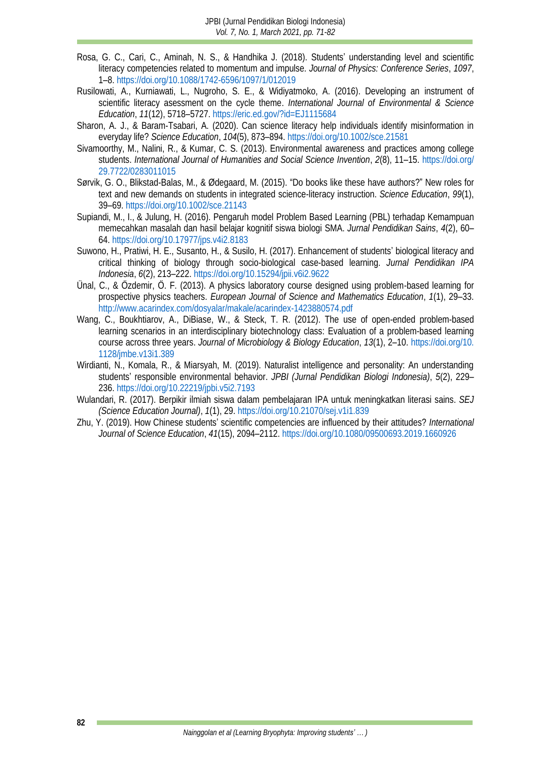Rosa, G. C., Cari, C., Aminah, N. S., & Handhika J. (2018). Students' understanding level and scientific literacy competencies related to momentum and impulse. *Journal of Physics: Conference Series*, *1097*, 1–8. https://doi.org/10.1088/1742-6596/1097/1/012019

Rusilowati, A., Kurniawati, L., Nugroho, S. E., & Widiyatmoko, A. (2016). Developing an instrument of scientific literacy asessment on the cycle theme. *International Journal of Environmental & Science Education*, *11*(12), 5718–5727. https://eric.ed.gov/?id=EJ1115684

Sharon, A. J., & Baram-Tsabari, A. (2020). Can science literacy help individuals identify misinformation in everyday life? *Science Education*, *104*(5), 873–894. https://doi.org/10.1002/sce.21581

Sivamoorthy, M., Nalini, R., & Kumar, C. S. (2013). Environmental awareness and practices among college students. *International Journal of Humanities and Social Science Invention*, *2*(8), 11–15. https://doi.org/29.7722/0283011015

Sørvik, G. O., Blikstad-Balas, M., & Ødegaard, M. (2015). "Do books like these have authors?" New roles for text and new demands on students in integrated science-literacy instruction. *Science Education*, *99*(1), 39–69. https://doi.org/10.1002/sce.21143

Supiandi, M., I., & Julung, H. (2016). Pengaruh model Problem Based Learning (PBL) terhadap Kemampuan memecahkan masalah dan hasil belajar kognitif siswa biologi SMA. *Jurnal Pendidikan Sains*, *4*(2), 60–64. https://doi.org/10.17977/jps.v4i2.8183

Suwono, H., Pratiwi, H. E., Susanto, H., & Susilo, H. (2017). Enhancement of students' biological literacy and critical thinking of biology through socio-biological case-based learning. *Jurnal Pendidikan IPA Indonesia*, *6*(2), 213–222. https://doi.org/10.15294/jpii.v6i2.9622

Ünal, C., & Özdemir, Ö. F. (2013). A physics laboratory course designed using problem-based learning for prospective physics teachers. *European Journal of Science and Mathematics Education*, *1*(1), 29–33. http://www.acarindex.com/dosyalar/makale/acarindex-1423880574.pdf

Wang, C., Boukhtiarov, A., DiBiase, W., & Steck, T. R. (2012). The use of open-ended problem-based learning scenarios in an interdisciplinary biotechnology class: Evaluation of a problem-based learning course across three years. *Journal of Microbiology & Biology Education*, *13*(1), 2–10. https://doi.org/10.1128/jmbe.v13i1.389

Wirdianti, N., Komala, R., & Miarsyah, M. (2019). Naturalist intelligence and personality: An understanding students' responsible environmental behavior. *JPBI (Jurnal Pendidikan Biologi Indonesia)*, *5*(2), 229–236. https://doi.org/10.22219/jpbi.v5i2.7193

Wulandari, R. (2017). Berpikir ilmiah siswa dalam pembelajaran IPA untuk meningkatkan literasi sains. *SEJ (Science Education Journal)*, *1*(1), 29. https://doi.org/10.21070/sej.v1i1.839

Zhu, Y. (2019). How Chinese students' scientific competencies are influenced by their attitudes? *International Journal of Science Education*, *41*(15), 2094–2112. https://doi.org/10.1080/09500693.2019.1660926